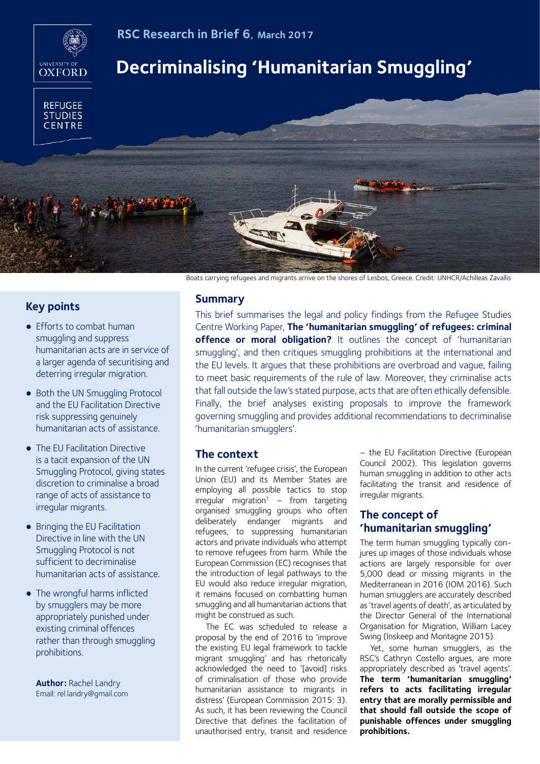RSC Research in Brief 6, March 2017

# Decriminalising 'Humanitarian Smuggling'

Boats carrying refugees and migrants arrive on the shores of Lesbos, Greece. Credit: UNHCR/Achilleas Zavallis

## Key points

- Efforts to combat human smuggling and suppress humanitarian acts are in service of a larger agenda of securitising and deterring irregular migration.
- Both the UN Smuggling Protocol and the EU Facilitation Directive risk suppressing genuinely humanitarian acts of assistance.
- The EU Facilitation Directive is a tacit expansion of the UN Smuggling Protocol, giving states discretion to criminalise a broad range of acts of assistance to irregular migrants.
- Bringing the EU Facilitation Directive in line with the UN Smuggling Protocol is not sufficient to decriminalise humanitarian acts of assistance.
- The wrongful harms inflicted by smugglers may be more appropriately punished under existing criminal offences rather than through smuggling prohibitions.

**Author:** Rachel Landry
Email: rel.landry@gmail.com

## Summary

This brief summarises the legal and policy findings from the Refugee Studies Centre Working Paper, **The 'humanitarian smuggling' of refugees: criminal offence or moral obligation?** It outlines the concept of 'humanitarian smuggling', and then critiques smuggling prohibitions at the international and the EU levels. It argues that these prohibitions are overbroad and vague, failing to meet basic requirements of the rule of law. Moreover, they criminalise acts that fall outside the law's stated purpose, acts that are often ethically defensible. Finally, the brief analyses existing proposals to improve the framework governing smuggling and provides additional recommendations to decriminalise 'humanitarian smugglers'.

## The context

In the current 'refugee crisis', the European Union (EU) and its Member States are employing all possible tactics to stop irregular migration[1] – from targeting organised smuggling groups who often deliberately endanger migrants and refugees, to suppressing humanitarian actors and private individuals who attempt to remove refugees from harm. While the European Commission (EC) recognises that the introduction of legal pathways to the EU would also reduce irregular migration, it remains focused on combatting human smuggling and all humanitarian actions that might be construed as such.

The EC was scheduled to release a proposal by the end of 2016 to 'improve the existing EU legal framework to tackle migrant smuggling' and has rhetorically acknowledged the need to '[avoid] risks of criminalisation of those who provide humanitarian assistance to migrants in distress' (European Commission 2015: 3). As such, it has been reviewing the Council Directive that defines the facilitation of unauthorised entry, transit and residence – the EU Facilitation Directive (European Council 2002). This legislation governs human smuggling in addition to other acts facilitating the transit and residence of irregular migrants.

## The concept of 'humanitarian smuggling'

The term human smuggling typically conjures up images of those individuals whose actions are largely responsible for over 5,000 dead or missing migrants in the Mediterranean in 2016 (IOM 2016). Such human smugglers are accurately described as 'travel agents of death', as articulated by the Director General of the International Organisation for Migration, William Lacey Swing (Inskeep and Montagne 2015).

Yet, some human smugglers, as the RSC's Cathryn Costello argues, are more appropriately described as 'travel agents'. **The term 'humanitarian smuggling' refers to acts facilitating irregular entry that are morally permissible and that should fall outside the scope of punishable offences under smuggling prohibitions.**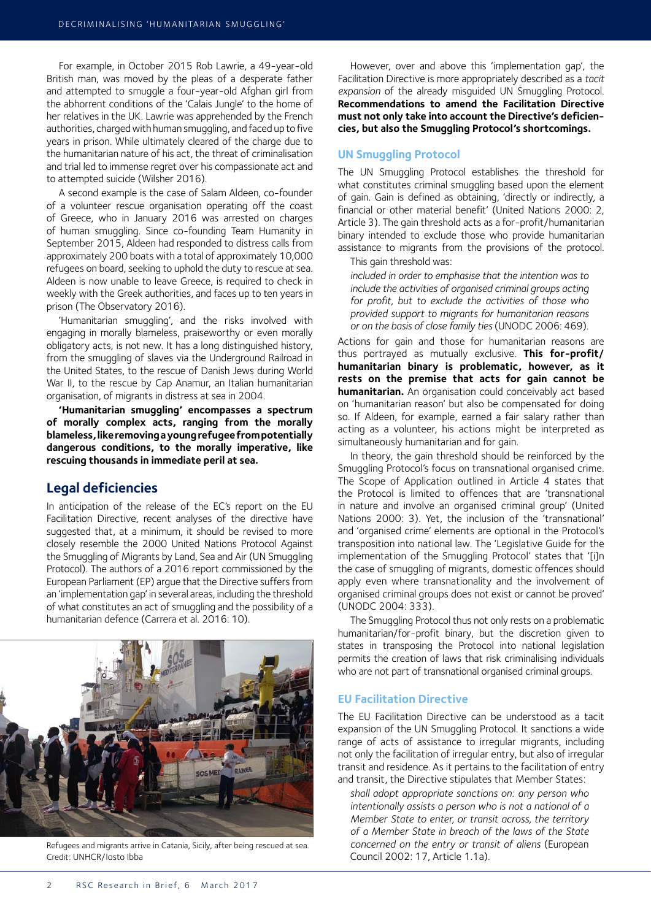For example, in October 2015 Rob Lawrie, a 49-year-old British man, was moved by the pleas of a desperate father and attempted to smuggle a four-year-old Afghan girl from the abhorrent conditions of the 'Calais Jungle' to the home of her relatives in the UK. Lawrie was apprehended by the French authorities, charged with human smuggling, and faced up to five years in prison. While ultimately cleared of the charge due to the humanitarian nature of his act, the threat of criminalisation and trial led to immense regret over his compassionate act and to attempted suicide (Wilsher 2016).

A second example is the case of Salam Aldeen, co-founder of a volunteer rescue organisation operating off the coast of Greece, who in January 2016 was arrested on charges of human smuggling. Since co-founding Team Humanity in September 2015, Aldeen had responded to distress calls from approximately 200 boats with a total of approximately 10,000 refugees on board, seeking to uphold the duty to rescue at sea. Aldeen is now unable to leave Greece, is required to check in weekly with the Greek authorities, and faces up to ten years in prison (The Observatory 2016).

'Humanitarian smuggling', and the risks involved with engaging in morally blameless, praiseworthy or even morally obligatory acts, is not new. It has a long distinguished history, from the smuggling of slaves via the Underground Railroad in the United States, to the rescue of Danish Jews during World War II, to the rescue by Cap Anamur, an Italian humanitarian organisation, of migrants in distress at sea in 2004.

**'Humanitarian smuggling' encompasses a spectrum of morally complex acts, ranging from the morally blameless, like removing a young refugee from potentially dangerous conditions, to the morally imperative, like rescuing thousands in immediate peril at sea.**

## Legal deficiencies

In anticipation of the release of the EC's report on the EU Facilitation Directive, recent analyses of the directive have suggested that, at a minimum, it should be revised to more closely resemble the 2000 United Nations Protocol Against the Smuggling of Migrants by Land, Sea and Air (UN Smuggling Protocol). The authors of a 2016 report commissioned by the European Parliament (EP) argue that the Directive suffers from an 'implementation gap' in several areas, including the threshold of what constitutes an act of smuggling and the possibility of a humanitarian defence (Carrera et al. 2016: 10).

Refugees and migrants arrive in Catania, Sicily, after being rescued at sea. Credit: UNHCR/Iosto Ibba

However, over and above this 'implementation gap', the Facilitation Directive is more appropriately described as a *tacit expansion* of the already misguided UN Smuggling Protocol. **Recommendations to amend the Facilitation Directive must not only take into account the Directive's deficiencies, but also the Smuggling Protocol's shortcomings.**

### UN Smuggling Protocol

The UN Smuggling Protocol establishes the threshold for what constitutes criminal smuggling based upon the element of gain. Gain is defined as obtaining, 'directly or indirectly, a financial or other material benefit' (United Nations 2000: 2, Article 3). The gain threshold acts as a for-profit/humanitarian binary intended to exclude those who provide humanitarian assistance to migrants from the provisions of the protocol. This gain threshold was:

> *included in order to emphasise that the intention was to include the activities of organised criminal groups acting for profit, but to exclude the activities of those who provided support to migrants for humanitarian reasons or on the basis of close family ties* (UNODC 2006: 469).

Actions for gain and those for humanitarian reasons are thus portrayed as mutually exclusive. **This for-profit/humanitarian binary is problematic, however, as it rests on the premise that acts for gain cannot be humanitarian.** An organisation could conceivably act based on 'humanitarian reason' but also be compensated for doing so. If Aldeen, for example, earned a fair salary rather than acting as a volunteer, his actions might be interpreted as simultaneously humanitarian and for gain.

In theory, the gain threshold should be reinforced by the Smuggling Protocol's focus on transnational organised crime. The Scope of Application outlined in Article 4 states that the Protocol is limited to offences that are 'transnational in nature and involve an organised criminal group' (United Nations 2000: 3). Yet, the inclusion of the 'transnational' and 'organised crime' elements are optional in the Protocol's transposition into national law. The 'Legislative Guide for the implementation of the Smuggling Protocol' states that '[i]n the case of smuggling of migrants, domestic offences should apply even where transnationality and the involvement of organised criminal groups does not exist or cannot be proved' (UNODC 2004: 333).

The Smuggling Protocol thus not only rests on a problematic humanitarian/for-profit binary, but the discretion given to states in transposing the Protocol into national legislation permits the creation of laws that risk criminalising individuals who are not part of transnational organised criminal groups.

### EU Facilitation Directive

The EU Facilitation Directive can be understood as a tacit expansion of the UN Smuggling Protocol. It sanctions a wide range of acts of assistance to irregular migrants, including not only the facilitation of irregular entry, but also of irregular transit and residence. As it pertains to the facilitation of entry and transit, the Directive stipulates that Member States:

> *shall adopt appropriate sanctions on: any person who intentionally assists a person who is not a national of a Member State to enter, or transit across, the territory of a Member State in breach of the laws of the State concerned on the entry or transit of aliens* (European Council 2002: 17, Article 1.1a).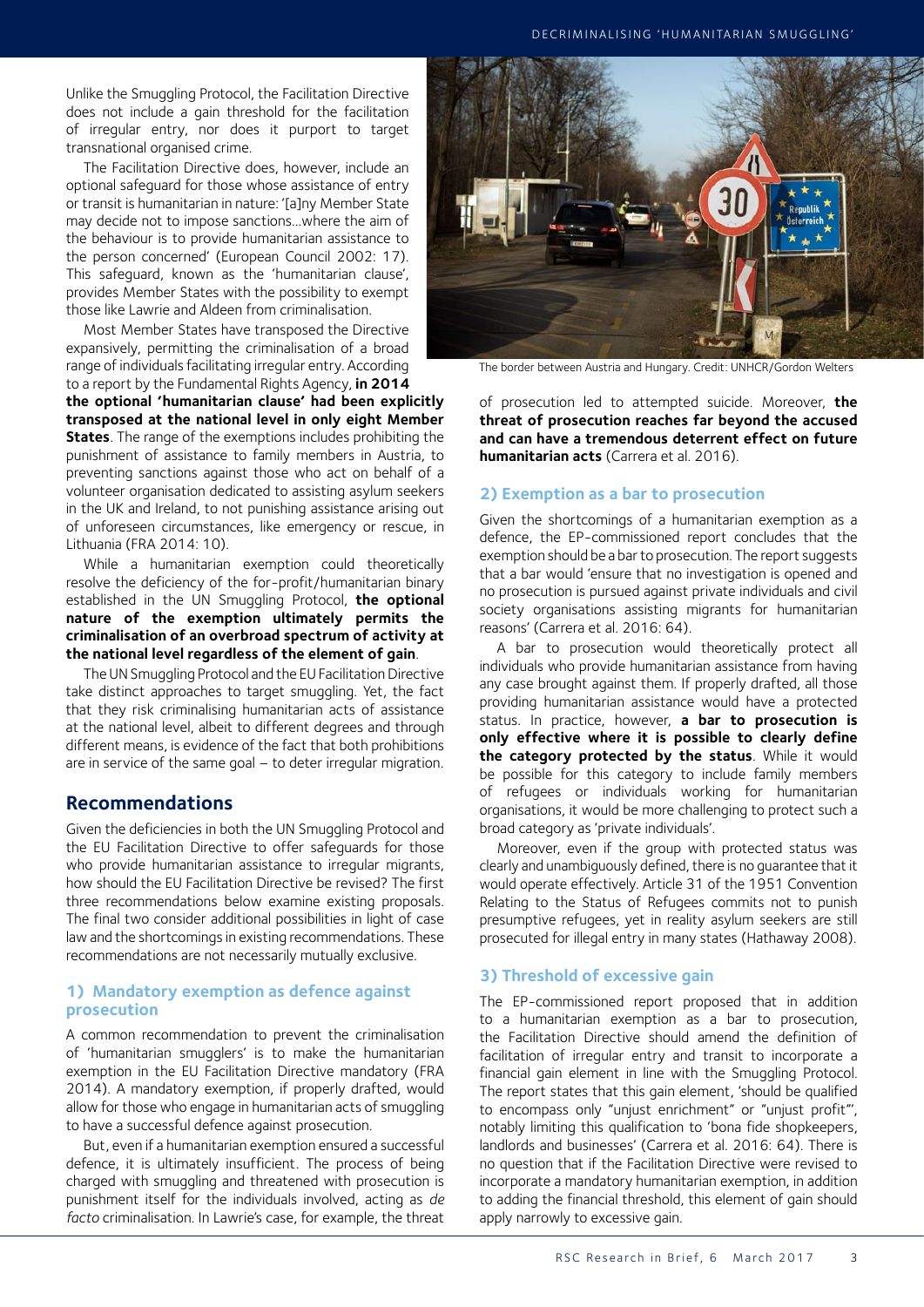Unlike the Smuggling Protocol, the Facilitation Directive does not include a gain threshold for the facilitation of irregular entry, nor does it purport to target transnational organised crime.

The Facilitation Directive does, however, include an optional safeguard for those whose assistance of entry or transit is humanitarian in nature: '[a]ny Member State may decide not to impose sanctions…where the aim of the behaviour is to provide humanitarian assistance to the person concerned' (European Council 2002: 17). This safeguard, known as the 'humanitarian clause', provides Member States with the possibility to exempt those like Lawrie and Aldeen from criminalisation.

Most Member States have transposed the Directive expansively, permitting the criminalisation of a broad range of individuals facilitating irregular entry. According to a report by the Fundamental Rights Agency, **in 2014 the optional 'humanitarian clause' had been explicitly transposed at the national level in only eight Member States**. The range of the exemptions includes prohibiting the punishment of assistance to family members in Austria, to preventing sanctions against those who act on behalf of a volunteer organisation dedicated to assisting asylum seekers in the UK and Ireland, to not punishing assistance arising out of unforeseen circumstances, like emergency or rescue, in Lithuania (FRA 2014: 10).

While a humanitarian exemption could theoretically resolve the deficiency of the for-profit/humanitarian binary established in the UN Smuggling Protocol, **the optional nature of the exemption ultimately permits the criminalisation of an overbroad spectrum of activity at the national level regardless of the element of gain**.

The UN Smuggling Protocol and the EU Facilitation Directive take distinct approaches to target smuggling. Yet, the fact that they risk criminalising humanitarian acts of assistance at the national level, albeit to different degrees and through different means, is evidence of the fact that both prohibitions are in service of the same goal – to deter irregular migration.

The border between Austria and Hungary. Credit: UNHCR/Gordon Welters

## Recommendations

Given the deficiencies in both the UN Smuggling Protocol and the EU Facilitation Directive to offer safeguards for those who provide humanitarian assistance to irregular migrants, how should the EU Facilitation Directive be revised? The first three recommendations below examine existing proposals. The final two consider additional possibilities in light of case law and the shortcomings in existing recommendations. These recommendations are not necessarily mutually exclusive.

### 1) Mandatory exemption as defence against prosecution

A common recommendation to prevent the criminalisation of 'humanitarian smugglers' is to make the humanitarian exemption in the EU Facilitation Directive mandatory (FRA 2014). A mandatory exemption, if properly drafted, would allow for those who engage in humanitarian acts of smuggling to have a successful defence against prosecution.

But, even if a humanitarian exemption ensured a successful defence, it is ultimately insufficient. The process of being charged with smuggling and threatened with prosecution is punishment itself for the individuals involved, acting as *de facto* criminalisation. In Lawrie's case, for example, the threat of prosecution led to attempted suicide. Moreover, **the threat of prosecution reaches far beyond the accused and can have a tremendous deterrent effect on future humanitarian acts** (Carrera et al. 2016).

### 2) Exemption as a bar to prosecution

Given the shortcomings of a humanitarian exemption as a defence, the EP-commissioned report concludes that the exemption should be a bar to prosecution. The report suggests that a bar would 'ensure that no investigation is opened and no prosecution is pursued against private individuals and civil society organisations assisting migrants for humanitarian reasons' (Carrera et al. 2016: 64).

A bar to prosecution would theoretically protect all individuals who provide humanitarian assistance from having any case brought against them. If properly drafted, all those providing humanitarian assistance would have a protected status. In practice, however, **a bar to prosecution is only effective where it is possible to clearly define the category protected by the status**. While it would be possible for this category to include family members of refugees or individuals working for humanitarian organisations, it would be more challenging to protect such a broad category as 'private individuals'.

Moreover, even if the group with protected status was clearly and unambiguously defined, there is no guarantee that it would operate effectively. Article 31 of the 1951 Convention Relating to the Status of Refugees commits not to punish presumptive refugees, yet in reality asylum seekers are still prosecuted for illegal entry in many states (Hathaway 2008).

### 3) Threshold of excessive gain

The EP-commissioned report proposed that in addition to a humanitarian exemption as a bar to prosecution, the Facilitation Directive should amend the definition of facilitation of irregular entry and transit to incorporate a financial gain element in line with the Smuggling Protocol. The report states that this gain element, 'should be qualified to encompass only "unjust enrichment" or "unjust profit"', notably limiting this qualification to 'bona fide shopkeepers, landlords and businesses' (Carrera et al. 2016: 64). There is no question that if the Facilitation Directive were revised to incorporate a mandatory humanitarian exemption, in addition to adding the financial threshold, this element of gain should apply narrowly to excessive gain.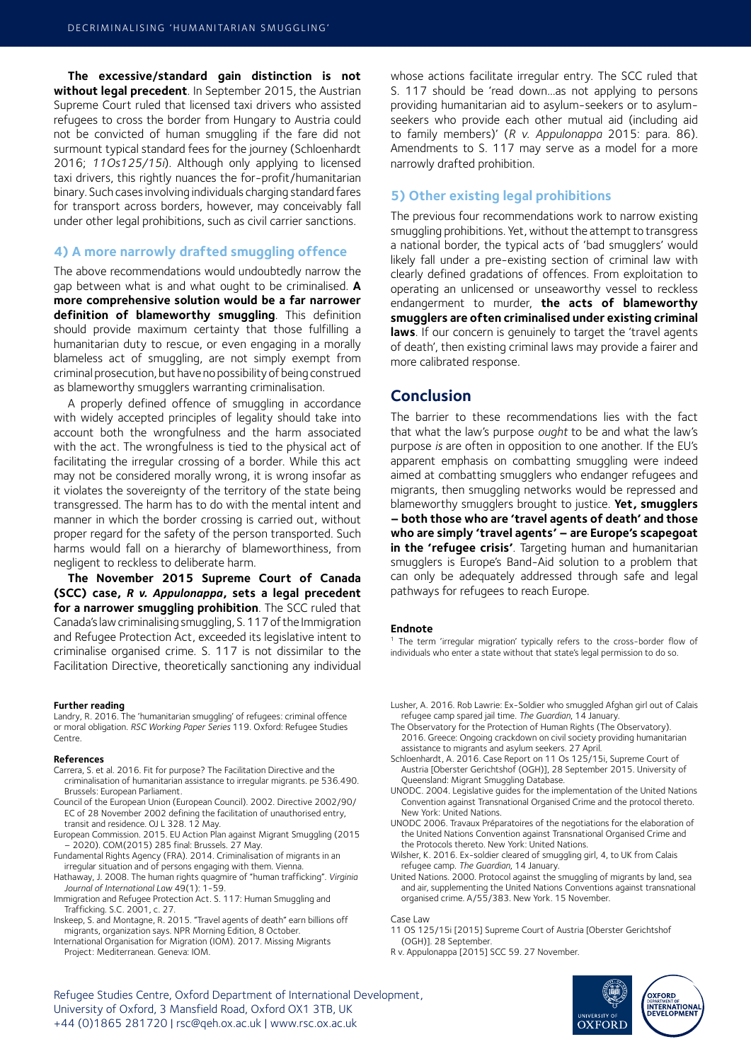**The excessive/standard gain distinction is not without legal precedent**. In September 2015, the Austrian Supreme Court ruled that licensed taxi drivers who assisted refugees to cross the border from Hungary to Austria could not be convicted of human smuggling if the fare did not surmount typical standard fees for the journey (Schloenhardt 2016; *11Os125/15i*). Although only applying to licensed taxi drivers, this rightly nuances the for-profit/humanitarian binary. Such cases involving individuals charging standard fares for transport across borders, however, may conceivably fall under other legal prohibitions, such as civil carrier sanctions.

### 4) A more narrowly drafted smuggling offence

The above recommendations would undoubtedly narrow the gap between what is and what ought to be criminalised. **A more comprehensive solution would be a far narrower definition of blameworthy smuggling**. This definition should provide maximum certainty that those fulfilling a humanitarian duty to rescue, or even engaging in a morally blameless act of smuggling, are not simply exempt from criminal prosecution, but have no possibility of being construed as blameworthy smugglers warranting criminalisation.

A properly defined offence of smuggling in accordance with widely accepted principles of legality should take into account both the wrongfulness and the harm associated with the act. The wrongfulness is tied to the physical act of facilitating the irregular crossing of a border. While this act may not be considered morally wrong, it is wrong insofar as it violates the sovereignty of the territory of the state being transgressed. The harm has to do with the mental intent and manner in which the border crossing is carried out, without proper regard for the safety of the person transported. Such harms would fall on a hierarchy of blameworthiness, from negligent to reckless to deliberate harm.

**The November 2015 Supreme Court of Canada (SCC) case, *R v. Appulonappa*, sets a legal precedent for a narrower smuggling prohibition**. The SCC ruled that Canada's law criminalising smuggling, S. 117 of the Immigration and Refugee Protection Act, exceeded its legislative intent to criminalise organised crime. S. 117 is not dissimilar to the Facilitation Directive, theoretically sanctioning any individual whose actions facilitate irregular entry. The SCC ruled that S. 117 should be 'read down…as not applying to persons providing humanitarian aid to asylum-seekers or to asylum-seekers who provide each other mutual aid (including aid to family members)' (*R v. Appulonappa* 2015: para. 86). Amendments to S. 117 may serve as a model for a more narrowly drafted prohibition.

### 5) Other existing legal prohibitions

The previous four recommendations work to narrow existing smuggling prohibitions. Yet, without the attempt to transgress a national border, the typical acts of 'bad smugglers' would likely fall under a pre-existing section of criminal law with clearly defined gradations of offences. From exploitation to operating an unlicensed or unseaworthy vessel to reckless endangerment to murder, **the acts of blameworthy smugglers are often criminalised under existing criminal laws**. If our concern is genuinely to target the 'travel agents of death', then existing criminal laws may provide a fairer and more calibrated response.

## Conclusion

The barrier to these recommendations lies with the fact that what the law's purpose *ought* to be and what the law's purpose *is* are often in opposition to one another. If the EU's apparent emphasis on combatting smuggling were indeed aimed at combatting smugglers who endanger refugees and migrants, then smuggling networks would be repressed and blameworthy smugglers brought to justice. **Yet, smugglers – both those who are 'travel agents of death' and those who are simply 'travel agents' – are Europe's scapegoat in the 'refugee crisis'**. Targeting human and humanitarian smugglers is Europe's Band-Aid solution to a problem that can only be adequately addressed through safe and legal pathways for refugees to reach Europe.

#### Endnote

[1] The term 'irregular migration' typically refers to the cross-border flow of individuals who enter a state without that state's legal permission to do so.

#### Further reading

Landry, R. 2016. The 'humanitarian smuggling' of refugees: criminal offence or moral obligation. *RSC Working Paper Series* 119. Oxford: Refugee Studies Centre.

#### References

Carrera, S. et al. 2016. Fit for purpose? The Facilitation Directive and the criminalisation of humanitarian assistance to irregular migrants. pe 536.490. Brussels: European Parliament.

Council of the European Union (European Council). 2002. Directive 2002/90/EC of 28 November 2002 defining the facilitation of unauthorised entry, transit and residence. OJ L 328. 12 May.

European Commission. 2015. EU Action Plan against Migrant Smuggling (2015 – 2020). COM(2015) 285 final: Brussels. 27 May.

Fundamental Rights Agency (FRA). 2014. Criminalisation of migrants in an irregular situation and of persons engaging with them. Vienna.

Hathaway, J. 2008. The human rights quagmire of "human trafficking". *Virginia Journal of International Law* 49(1): 1-59.

Immigration and Refugee Protection Act. S. 117: Human Smuggling and Trafficking. S.C. 2001, c. 27.

Inskeep, S. and Montagne, R. 2015. "Travel agents of death" earn billions off migrants, organization says. NPR Morning Edition, 8 October.

International Organisation for Migration (IOM). 2017. Missing Migrants Project: Mediterranean. Geneva: IOM.

Lusher, A. 2016. Rob Lawrie: Ex-Soldier who smuggled Afghan girl out of Calais refugee camp spared jail time. *The Guardian*, 14 January.

The Observatory for the Protection of Human Rights (The Observatory). 2016. Greece: Ongoing crackdown on civil society providing humanitarian assistance to migrants and asylum seekers. 27 April.

Schloenhardt, A. 2016. Case Report on 11 Os 125/15i, Supreme Court of Austria [Oberster Gerichtshof (OGH)], 28 September 2015. University of Queensland: Migrant Smuggling Database.

UNODC. 2004. Legislative guides for the implementation of the United Nations Convention against Transnational Organised Crime and the protocol thereto. New York: United Nations.

UNODC 2006. Travaux Préparatoires of the negotiations for the elaboration of the United Nations Convention against Transnational Organised Crime and the Protocols thereto. New York: United Nations.

Wilsher, K. 2016. Ex-soldier cleared of smuggling girl, 4, to UK from Calais refugee camp. *The Guardian*, 14 January.

United Nations. 2000. Protocol against the smuggling of migrants by land, sea and air, supplementing the United Nations Conventions against transnational organised crime. A/55/383. New York. 15 November.

Case Law

11 OS 125/15i [2015] Supreme Court of Austria [Oberster Gerichtshof (OGH)]. 28 September.

R v. Appulonappa [2015] SCC 59. 27 November.

Refugee Studies Centre, Oxford Department of International Development, University of Oxford, 3 Mansfield Road, Oxford OX1 3TB, UK
+44 (0)1865 281720 | rsc@qeh.ox.ac.uk | www.rsc.ox.ac.uk